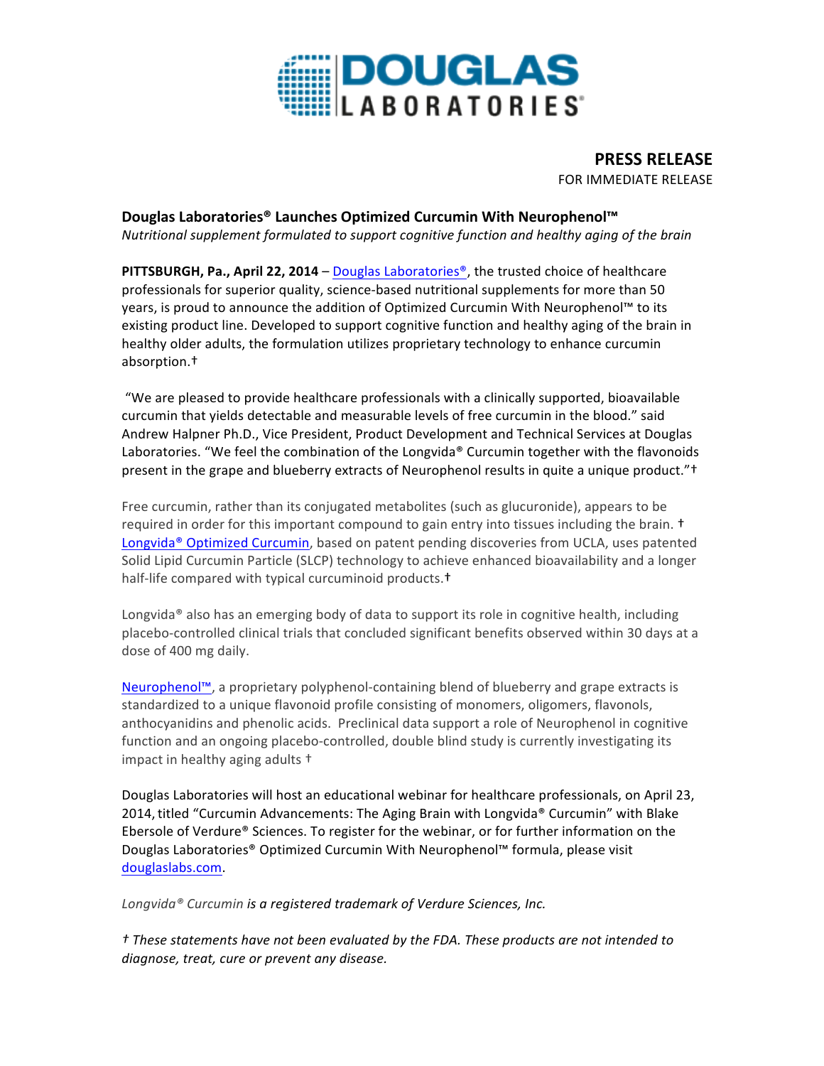DOUGLAS LABORATORIES®

**PRESS RELEASE**

FOR IMMEDIATE RELEASE

**Douglas Laboratories® Launches Optimized Curcumin With Neurophenol™**

*Nutritional supplement formulated to support cognitive function and healthy aging of the brain*

**PITTSBURGH, Pa., April 22, 2014** – Douglas Laboratories®, the trusted choice of healthcare professionals for superior quality, science-based nutritional supplements for more than 50 years, is proud to announce the addition of Optimized Curcumin With Neurophenol™ to its existing product line. Developed to support cognitive function and healthy aging of the brain in healthy older adults, the formulation utilizes proprietary technology to enhance curcumin absorption.†

"We are pleased to provide healthcare professionals with a clinically supported, bioavailable curcumin that yields detectable and measurable levels of free curcumin in the blood." said Andrew Halpner Ph.D., Vice President, Product Development and Technical Services at Douglas Laboratories. "We feel the combination of the Longvida® Curcumin together with the flavonoids present in the grape and blueberry extracts of Neurophenol results in quite a unique product."†

Free curcumin, rather than its conjugated metabolites (such as glucuronide), appears to be required in order for this important compound to gain entry into tissues including the brain. † Longvida® Optimized Curcumin, based on patent pending discoveries from UCLA, uses patented Solid Lipid Curcumin Particle (SLCP) technology to achieve enhanced bioavailability and a longer half-life compared with typical curcuminoid products.†

Longvida® also has an emerging body of data to support its role in cognitive health, including placebo-controlled clinical trials that concluded significant benefits observed within 30 days at a dose of 400 mg daily.

Neurophenol™, a proprietary polyphenol-containing blend of blueberry and grape extracts is standardized to a unique flavonoid profile consisting of monomers, oligomers, flavonols, anthocyanidins and phenolic acids. Preclinical data support a role of Neurophenol in cognitive function and an ongoing placebo-controlled, double blind study is currently investigating its impact in healthy aging adults †

Douglas Laboratories will host an educational webinar for healthcare professionals, on April 23, 2014, titled "Curcumin Advancements: The Aging Brain with Longvida® Curcumin" with Blake Ebersole of Verdure® Sciences. To register for the webinar, or for further information on the Douglas Laboratories® Optimized Curcumin With Neurophenol™ formula, please visit douglaslabs.com.

*Longvida® Curcumin is a registered trademark of Verdure Sciences, Inc.*

*† These statements have not been evaluated by the FDA. These products are not intended to diagnose, treat, cure or prevent any disease.*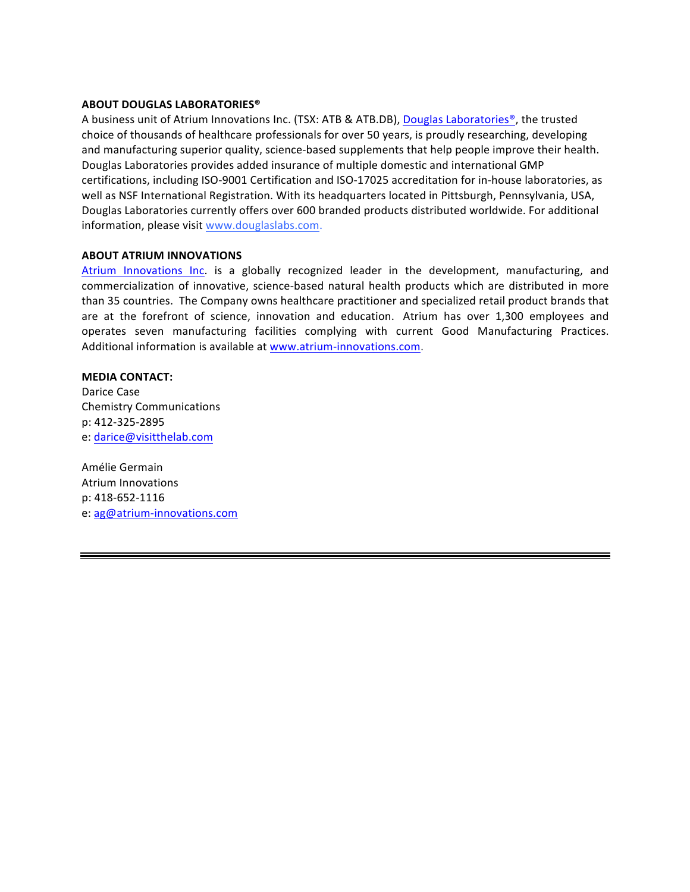**ABOUT DOUGLAS LABORATORIES®**

A business unit of Atrium Innovations Inc. (TSX: ATB & ATB.DB), Douglas Laboratories®, the trusted choice of thousands of healthcare professionals for over 50 years, is proudly researching, developing and manufacturing superior quality, science-based supplements that help people improve their health. Douglas Laboratories provides added insurance of multiple domestic and international GMP certifications, including ISO-9001 Certification and ISO-17025 accreditation for in-house laboratories, as well as NSF International Registration. With its headquarters located in Pittsburgh, Pennsylvania, USA, Douglas Laboratories currently offers over 600 branded products distributed worldwide. For additional information, please visit www.douglaslabs.com.

**ABOUT ATRIUM INNOVATIONS**

Atrium Innovations Inc. is a globally recognized leader in the development, manufacturing, and commercialization of innovative, science-based natural health products which are distributed in more than 35 countries. The Company owns healthcare practitioner and specialized retail product brands that are at the forefront of science, innovation and education. Atrium has over 1,300 employees and operates seven manufacturing facilities complying with current Good Manufacturing Practices. Additional information is available at www.atrium-innovations.com.

**MEDIA CONTACT:**

Darice Case
Chemistry Communications
p: 412-325-2895
e: darice@visitthelab.com

Amélie Germain
Atrium Innovations
p: 418-652-1116
e: ag@atrium-innovations.com